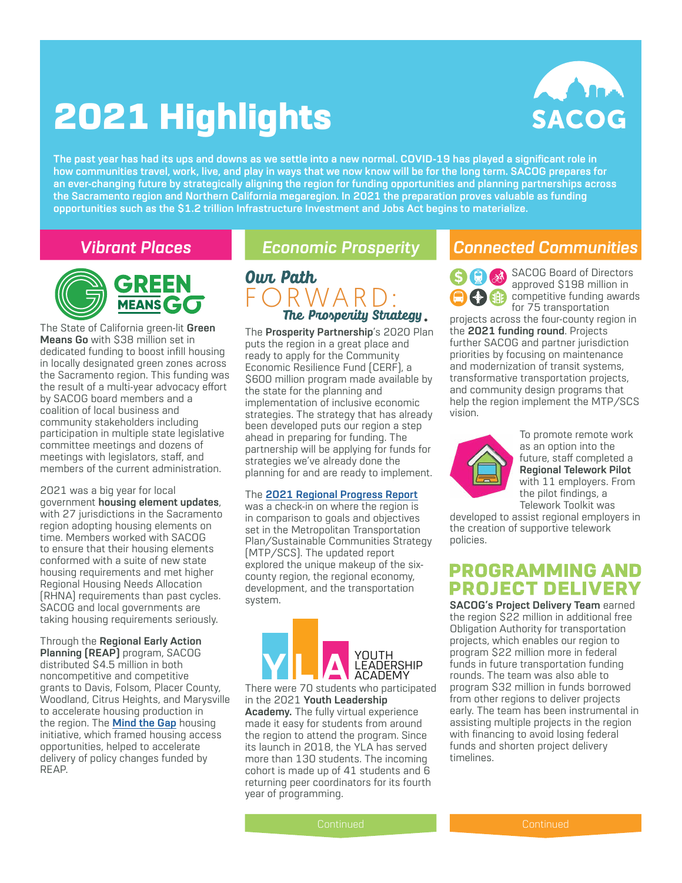# 2021 Highlights

SACOG

**The past year has had its ups and downs as we settle into a new normal. COVID-19 has played a significant role in how communities travel, work, live, and play in ways that we now know will be for the long term. SACOG prepares for an ever-changing future by strategically aligning the region for funding opportunities and planning partnerships across the Sacramento region and Northern California megaregion. In 2021 the preparation proves valuable as funding opportunities such as the $1.2 trillion Infrastructure Investment and Jobs Act begins to materialize.**

## *Vibrant Places*

GREEN MEANS GO

The State of California green-lit **Green Means Go** with $38 million set in dedicated funding to boost infill housing in locally designated green zones across the Sacramento region. This funding was the result of a multi-year advocacy effort by SACOG board members and a coalition of local business and community stakeholders including participation in multiple state legislative committee meetings and dozens of meetings with legislators, staff, and members of the current administration.

2021 was a big year for local government **housing element updates**, with 27 jurisdictions in the Sacramento region adopting housing elements on time. Members worked with SACOG to ensure that their housing elements conformed with a suite of new state housing requirements and met higher Regional Housing Needs Allocation (RHNA) requirements than past cycles. SACOG and local governments are taking housing requirements seriously.

Through the **Regional Early Action Planning (REAP)** program, SACOG distributed $4.5 million in both noncompetitive and competitive grants to Davis, Folsom, Placer County, Woodland, Citrus Heights, and Marysville to accelerate housing production in the region. The **Mind the Gap** housing initiative, which framed housing access opportunities, helped to accelerate delivery of policy changes funded by REAP.

## *Economic Prosperity*

*Our Path* FORWARD: *The Prosperity Strategy.*

The **Prosperity Partnership**'s 2020 Plan puts the region in a great place and ready to apply for the Community Economic Resilience Fund (CERF), a $600 million program made available by the state for the planning and implementation of inclusive economic strategies. The strategy that has already been developed puts our region a step ahead in preparing for funding. The partnership will be applying for funds for strategies we've already done the planning for and are ready to implement.

The **2021 Regional Progress Report** was a check-in on where the region is in comparison to goals and objectives set in the Metropolitan Transportation Plan/Sustainable Communities Strategy (MTP/SCS). The updated report explored the unique makeup of the six-county region, the regional economy, development, and the transportation system.

YLA YOUTH LEADERSHIP ACADEMY

There were 70 students who participated in the 2021 **Youth Leadership Academy.** The fully virtual experience made it easy for students from around the region to attend the program. Since its launch in 2018, the YLA has served more than 130 students. The incoming cohort is made up of 41 students and 6 returning peer coordinators for its fourth year of programming.

Continued

## *Connected Communities*

SACOG Board of Directors approved $198 million in competitive funding awards for 75 transportation projects across the four-county region in the **2021 funding round**. Projects further SACOG and partner jurisdiction priorities by focusing on maintenance and modernization of transit systems, transformative transportation projects, and community design programs that help the region implement the MTP/SCS vision.

To promote remote work as an option into the future, staff completed a **Regional Telework Pilot** with 11 employers. From the pilot findings, a Telework Toolkit was developed to assist regional employers in the creation of supportive telework policies.

## PROGRAMMING AND PROJECT DELIVERY

**SACOG's Project Delivery Team** earned the region $22 million in additional free Obligation Authority for transportation projects, which enables our region to program $22 million more in federal funds in future transportation funding rounds. The team was also able to program $32 million in funds borrowed from other regions to deliver projects early. The team has been instrumental in assisting multiple projects in the region with financing to avoid losing federal funds and shorten project delivery timelines.

Continued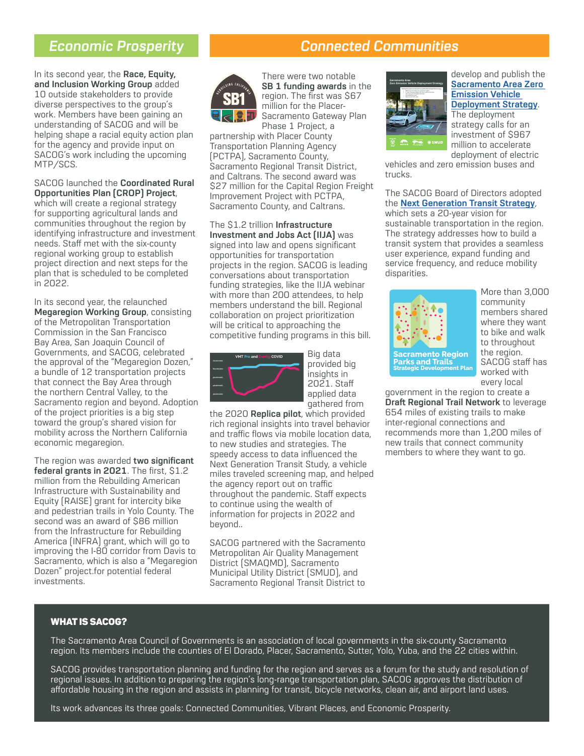## Economic Prosperity

In its second year, the **Race, Equity, and Inclusion Working Group** added 10 outside stakeholders to provide diverse perspectives to the group's work. Members have been gaining an understanding of SACOG and will be helping shape a racial equity action plan for the agency and provide input on SACOG's work including the upcoming MTP/SCS.

SACOG launched the **Coordinated Rural Opportunities Plan (CROP) Project**, which will create a regional strategy for supporting agricultural lands and communities throughout the region by identifying infrastructure and investment needs. Staff met with the six-county regional working group to establish project direction and next steps for the plan that is scheduled to be completed in 2022.

In its second year, the relaunched **Megaregion Working Group**, consisting of the Metropolitan Transportation Commission in the San Francisco Bay Area, San Joaquin Council of Governments, and SACOG, celebrated the approval of the "Megaregion Dozen," a bundle of 12 transportation projects that connect the Bay Area through the northern Central Valley, to the Sacramento region and beyond. Adoption of the project priorities is a big step toward the group's shared vision for mobility across the Northern California economic megaregion.

The region was awarded **two significant federal grants in 2021**. The first, $1.2 million from the Rebuilding American Infrastructure with Sustainability and Equity (RAISE) grant for intercity bike and pedestrian trails in Yolo County. The second was an award of $86 million from the Infrastructure for Rebuilding America (INFRA) grant, which will go to improving the I-80 corridor from Davis to Sacramento, which is also a "Megaregion Dozen" project.for potential federal investments.

## Connected Communities

There were two notable **SB 1 funding awards** in the region. The first was $67 million for the Placer-Sacramento Gateway Plan Phase 1 Project, a partnership with Placer County Transportation Planning Agency (PCTPA), Sacramento County, Sacramento Regional Transit District, and Caltrans. The second award was $27 million for the Capital Region Freight Improvement Project with PCTPA, Sacramento County, and Caltrans.

The $1.2 trillion **Infrastructure Investment and Jobs Act (IIJA)** was signed into law and opens significant opportunities for transportation projects in the region. SACOG is leading conversations about transportation funding strategies, like the IIJA webinar with more than 200 attendees, to help members understand the bill. Regional collaboration on project prioritization will be critical to approaching the competitive funding programs in this bill.

VMT Pre and During COVID

Big data provided big insights in 2021. Staff applied data gathered from the 2020 **Replica pilot**, which provided rich regional insights into travel behavior and traffic flows via mobile location data, to new studies and strategies. The speedy access to data influenced the Next Generation Transit Study, a vehicle miles traveled screening map, and helped the agency report out on traffic throughout the pandemic. Staff expects to continue using the wealth of information for projects in 2022 and beyond..

SACOG partnered with the Sacramento Metropolitan Air Quality Management District (SMAQMD), Sacramento Municipal Utility District (SMUD), and Sacramento Regional Transit District to develop and publish the [Sacramento Area Zero Emission Vehicle Deployment Strategy](). The deployment strategy calls for an investment of $967 million to accelerate deployment of electric vehicles and zero emission buses and trucks.

The SACOG Board of Directors adopted the [Next Generation Transit Strategy](), which sets a 20-year vision for sustainable transportation in the region. The strategy addresses how to build a transit system that provides a seamless user experience, expand funding and service frequency, and reduce mobility disparities.

Sacramento Region Parks and Trails Strategic Development Plan

More than 3,000 community members shared where they want to bike and walk to throughout the region. SACOG staff has worked with every local government in the region to create a **Draft Regional Trail Network** to leverage 654 miles of existing trails to make inter-regional connections and recommends more than 1,200 miles of new trails that connect community members to where they want to go.

### WHAT IS SACOG?

The Sacramento Area Council of Governments is an association of local governments in the six-county Sacramento region. Its members include the counties of El Dorado, Placer, Sacramento, Sutter, Yolo, Yuba, and the 22 cities within.

SACOG provides transportation planning and funding for the region and serves as a forum for the study and resolution of regional issues. In addition to preparing the region's long-range transportation plan, SACOG approves the distribution of affordable housing in the region and assists in planning for transit, bicycle networks, clean air, and airport land uses.

Its work advances its three goals: Connected Communities, Vibrant Places, and Economic Prosperity.